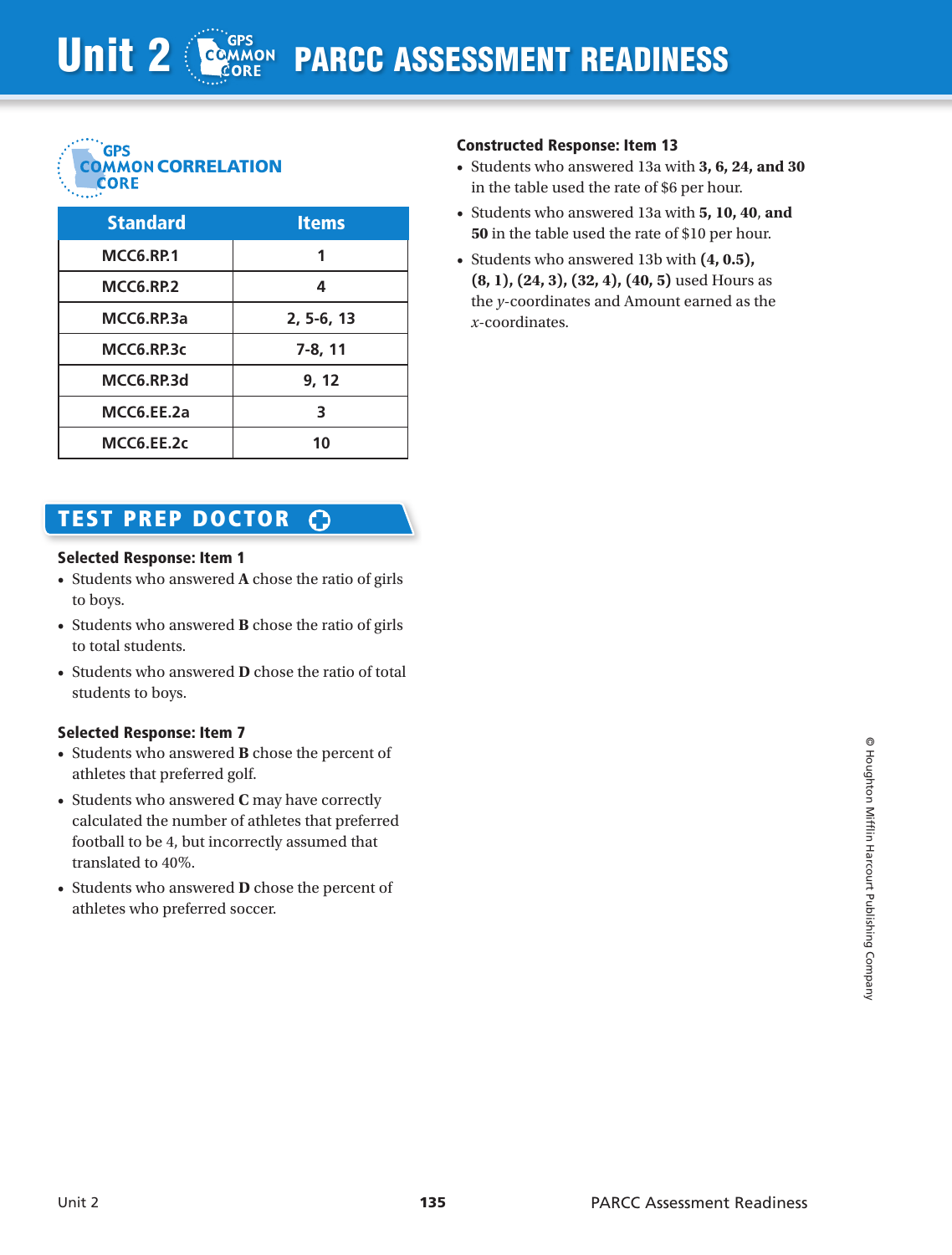# Unit 2 PARCC ASSESSMENT READINESS

## GPS COMMON CORE CORRELATION

| Standard | Items |
|---|---|
| MCC6.RP.1 | 1 |
| MCC6.RP.2 | 4 |
| MCC6.RP.3a | 2, 5-6, 13 |
| MCC6.RP.3c | 7-8, 11 |
| MCC6.RP.3d | 9, 12 |
| MCC6.EE.2a | 3 |
| MCC6.EE.2c | 10 |

## TEST PREP DOCTOR

### Selected Response: Item 1

- Students who answered **A** chose the ratio of girls to boys.
- Students who answered **B** chose the ratio of girls to total students.
- Students who answered **D** chose the ratio of total students to boys.

### Selected Response: Item 7

- Students who answered **B** chose the percent of athletes that preferred golf.
- Students who answered **C** may have correctly calculated the number of athletes that preferred football to be 4, but incorrectly assumed that translated to 40%.
- Students who answered **D** chose the percent of athletes who preferred soccer.

### Constructed Response: Item 13

- Students who answered 13a with **3, 6, 24, and 30** in the table used the rate of $6 per hour.
- Students who answered 13a with **5, 10, 40, and 50** in the table used the rate of $10 per hour.
- Students who answered 13b with **(4, 0.5), (8, 1), (24, 3), (32, 4), (40, 5)** used Hours as the $y$-coordinates and Amount earned as the $x$-coordinates.

© Houghton Mifflin Harcourt Publishing Company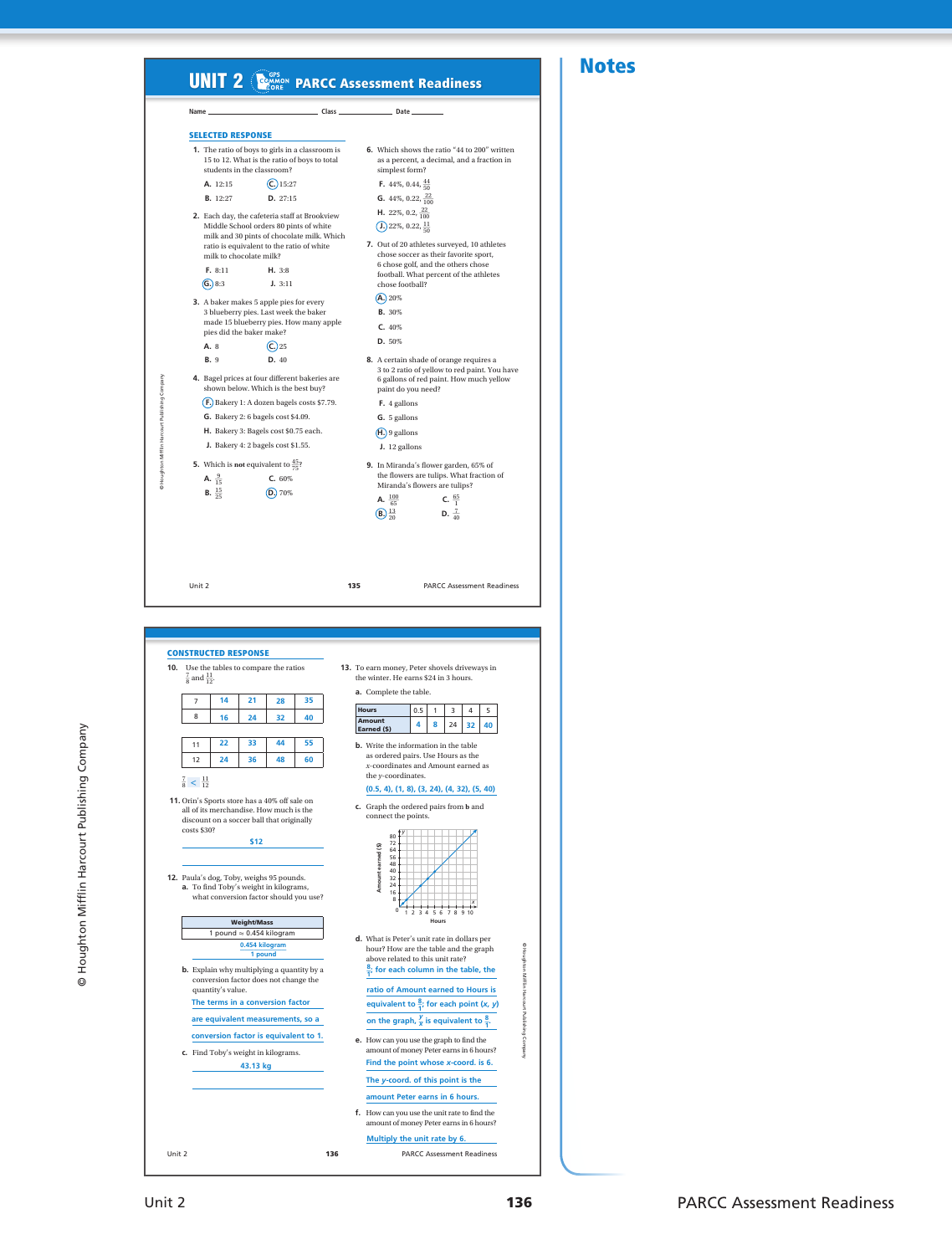# UNIT 2 PARCC Assessment Readiness

Name ____________________ Class ____________ Date ________

## SELECTED RESPONSE

1. The ratio of boys to girls in a classroom is 15 to 12. What is the ratio of boys to total students in the classroom?

   A. 12:15 &nbsp;&nbsp; (C.) 15:27
   B. 12:27 &nbsp;&nbsp; D. 27:15

2. Each day, the cafeteria staff at Brookview Middle School orders 80 pints of white milk and 30 pints of chocolate milk. Which ratio is equivalent to the ratio of white milk to chocolate milk?

   F. 8:11 &nbsp;&nbsp; H. 3:8
   (G.) 8:3 &nbsp;&nbsp; J. 3:11

3. A baker makes 5 apple pies for every 3 blueberry pies. Last week the baker made 15 blueberry pies. How many apple pies did the baker make?

   A. 8 &nbsp;&nbsp; (C.) 25
   B. 9 &nbsp;&nbsp; D. 40

4. Bagel prices at four different bakeries are shown below. Which is the best buy?

   (F.) Bakery 1: A dozen bagels costs $7.79.
   G. Bakery 2: 6 bagels cost $4.09.
   H. Bakery 3: Bagels cost $0.75 each.
   J. Bakery 4: 2 bagels cost $1.55.

5. Which is **not** equivalent to $\frac{45}{75}$?

   A. $\frac{9}{15}$ &nbsp;&nbsp; C. 60%
   B. $\frac{15}{25}$ &nbsp;&nbsp; (D.) 70%

6. Which shows the ratio "44 to 200" written as a percent, a decimal, and a fraction in simplest form?

   F. 44%, 0.44, $\frac{44}{50}$
   G. 44%, 0.22, $\frac{22}{100}$
   H. 22%, 0.2, $\frac{22}{100}$
   (J.) 22%, 0.22, $\frac{11}{50}$

7. Out of 20 athletes surveyed, 10 athletes chose soccer as their favorite sport, 6 chose golf, and the others chose football. What percent of the athletes chose football?

   (A.) 20%
   B. 30%
   C. 40%
   D. 50%

8. A certain shade of orange requires a 3 to 2 ratio of yellow to red paint. You have 6 gallons of red paint. How much yellow paint do you need?

   F. 4 gallons
   G. 5 gallons
   (H.) 9 gallons
   J. 12 gallons

9. In Miranda's flower garden, 65% of the flowers are tulips. What fraction of Miranda's flowers are tulips?

   A. $\frac{100}{65}$ &nbsp;&nbsp; C. $\frac{65}{1}$
   (B.) $\frac{13}{20}$ &nbsp;&nbsp; D. $\frac{7}{40}$

## CONSTRUCTED RESPONSE

10. Use the tables to compare the ratios $\frac{7}{8}$ and $\frac{11}{12}$.

| | | | | |
|---|---|---|---|---|
| 7 | 14 | 21 | 28 | 35 |
| 8 | 16 | 24 | 32 | 40 |

| | | | | |
|---|---|---|---|---|
| 11 | 22 | 33 | 44 | 55 |
| 12 | 24 | 36 | 48 | 60 |

$\frac{7}{8}$ < $\frac{11}{12}$

11. Orin's Sports store has a 40% off sale on all of its merchandise. How much is the discount on a soccer ball that originally costs $30?

    $12

12. Paula's dog, Toby, weighs 95 pounds.

    a. To find Toby's weight in kilograms, what conversion factor should you use?

| Weight/Mass |
|---|
| 1 pound ≈ 0.454 kilogram |

$\frac{0.454 \text{ kilogram}}{1 \text{ pound}}$

    b. Explain why multiplying a quantity by a conversion factor does not change the quantity's value.

    The terms in a conversion factor are equivalent measurements, so a conversion factor is equivalent to 1.

    c. Find Toby's weight in kilograms.

    43.13 kg

13. To earn money, Peter shovels driveways in the winter. He earns $24 in 3 hours.

    a. Complete the table.

| Hours | 0.5 | 1 | 3 | 4 | 5 |
|---|---|---|---|---|---|
| Amount Earned ($) | 4 | 8 | 24 | 32 | 40 |

    b. Write the information in the table as ordered pairs. Use Hours as the x-coordinates and Amount earned as the y-coordinates.

    (0.5, 4), (1, 8), (3, 24), (4, 32), (5, 40)

    c. Graph the ordered pairs from **b** and connect the points.

Amount earned ($)
80
72
64
56
48
40
32
24
16
8
0
1 2 3 4 5 6 7 8 9 10
Hours
x
y

    d. What is Peter's unit rate in dollars per hour? How are the table and the graph above related to this unit rate?

    $\frac{8}{1}$; for each column in the table, the ratio of Amount earned to Hours is equivalent to $\frac{8}{1}$; for each point $(x, y)$ on the graph, $\frac{y}{x}$ is equivalent to $\frac{8}{1}$.

    e. How can you use the graph to find the amount of money Peter earns in 6 hours?

    Find the point whose x-coord. is 6. The y-coord. of this point is the amount Peter earns in 6 hours.

    f. How can you use the unit rate to find the amount of money Peter earns in 6 hours?

    Multiply the unit rate by 6.

# Notes